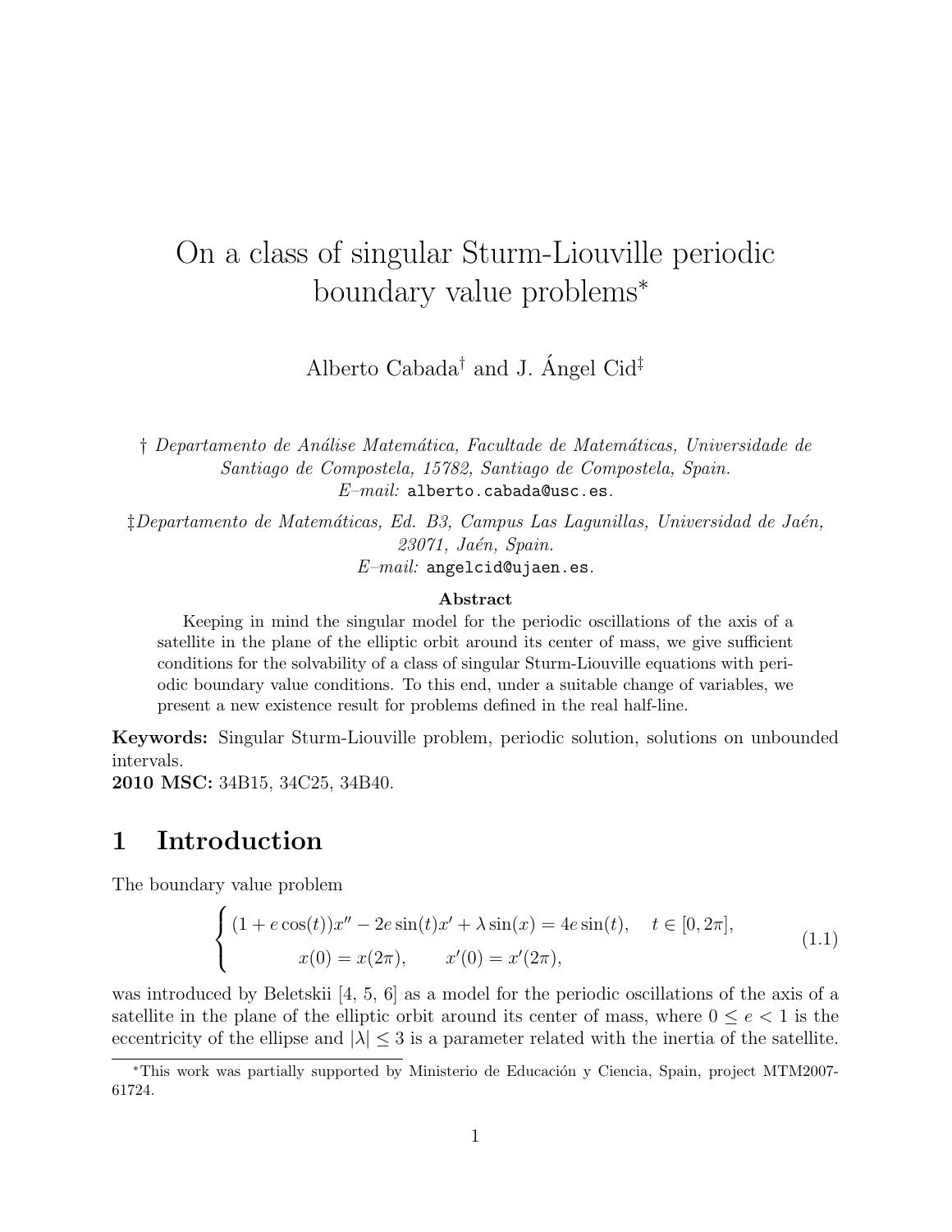# On a class of singular Sturm-Liouville periodic boundary value problems*

Alberto Cabada† and J. Ángel Cid‡

† *Departamento de Análise Matemática, Facultade de Matemáticas, Universidade de Santiago de Compostela, 15782, Santiago de Compostela, Spain.*
*E–mail:* alberto.cabada@usc.es.

‡*Departamento de Matemáticas, Ed. B3, Campus Las Lagunillas, Universidad de Jaén, 23071, Jaén, Spain.*
*E–mail:* angelcid@ujaen.es.

**Abstract**

Keeping in mind the singular model for the periodic oscillations of the axis of a satellite in the plane of the elliptic orbit around its center of mass, we give sufficient conditions for the solvability of a class of singular Sturm-Liouville equations with periodic boundary value conditions. To this end, under a suitable change of variables, we present a new existence result for problems defined in the real half-line.

**Keywords:** Singular Sturm-Liouville problem, periodic solution, solutions on unbounded intervals.

**2010 MSC:** 34B15, 34C25, 34B40.

## 1 Introduction

The boundary value problem

$$
\begin{cases} (1+e\cos(t))x'' - 2e\sin(t)x' + \lambda\sin(x) = 4e\sin(t), & t \in [0, 2\pi], \\ x(0) = x(2\pi), \qquad x'(0) = x'(2\pi), \end{cases} \tag{1.1}
$$

was introduced by Beletskii [4, 5, 6] as a model for the periodic oscillations of the axis of a satellite in the plane of the elliptic orbit around its center of mass, where $0 \le e < 1$ is the eccentricity of the ellipse and $|\lambda| \le 3$ is a parameter related with the inertia of the satellite.

*This work was partially supported by Ministerio de Educación y Ciencia, Spain, project MTM2007-61724.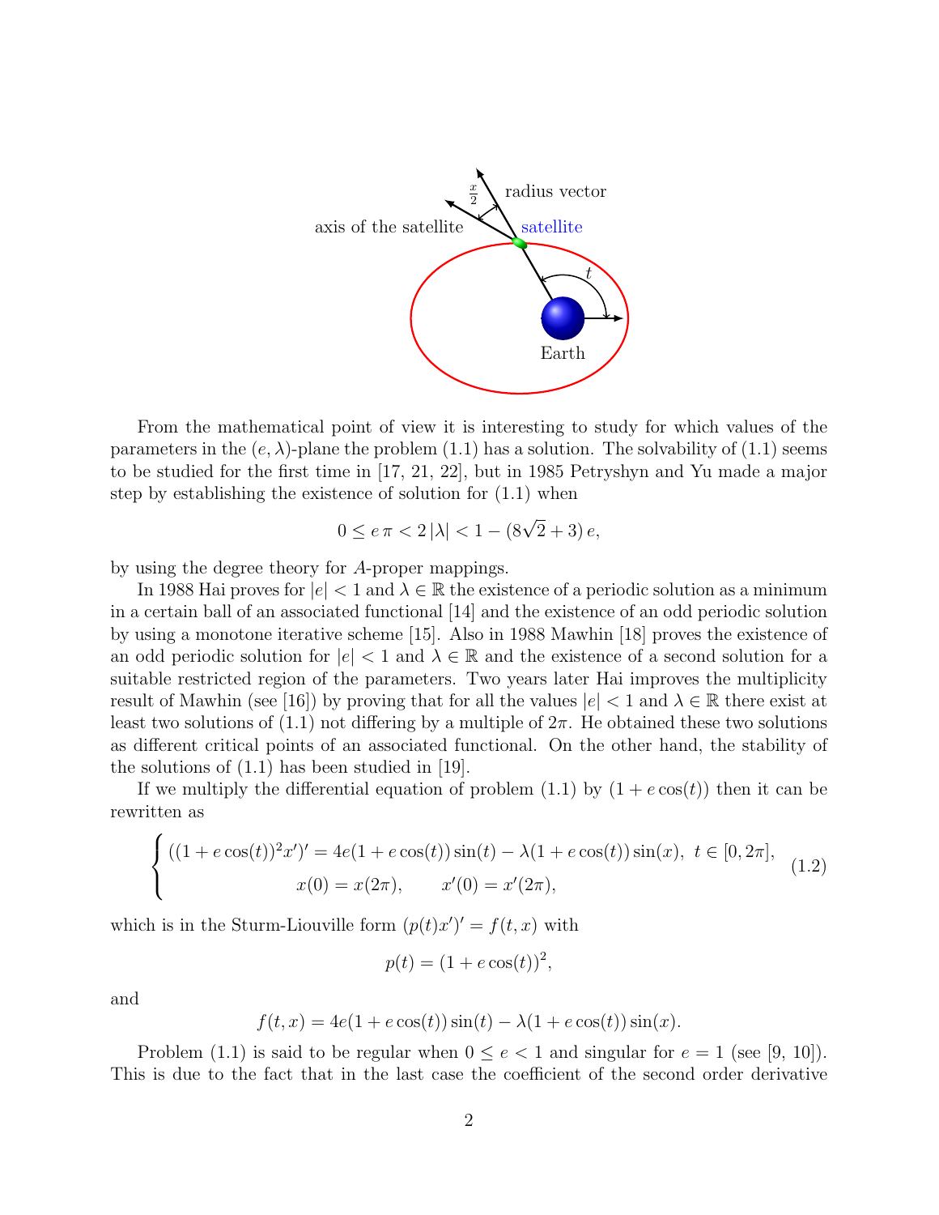axis of the satellite

radius vector

$\frac{x}{2}$

satellite

$t$

Earth

From the mathematical point of view it is interesting to study for which values of the parameters in the $(e, \lambda)$-plane the problem (1.1) has a solution. The solvability of (1.1) seems to be studied for the first time in [17, 21, 22], but in 1985 Petryshyn and Yu made a major step by establishing the existence of solution for (1.1) when

$$0 \leq e\,\pi < 2\,|\lambda| < 1 - (8\sqrt{2} + 3)\,e,$$

by using the degree theory for $A$-proper mappings.

In 1988 Hai proves for $|e| < 1$ and $\lambda \in \mathbb{R}$ the existence of a periodic solution as a minimum in a certain ball of an associated functional [14] and the existence of an odd periodic solution by using a monotone iterative scheme [15]. Also in 1988 Mawhin [18] proves the existence of an odd periodic solution for $|e| < 1$ and $\lambda \in \mathbb{R}$ and the existence of a second solution for a suitable restricted region of the parameters. Two years later Hai improves the multiplicity result of Mawhin (see [16]) by proving that for all the values $|e| < 1$ and $\lambda \in \mathbb{R}$ there exist at least two solutions of (1.1) not differing by a multiple of $2\pi$. He obtained these two solutions as different critical points of an associated functional. On the other hand, the stability of the solutions of (1.1) has been studied in [19].

If we multiply the differential equation of problem (1.1) by $(1 + e\cos(t))$ then it can be rewritten as

$$\begin{cases} ((1 + e\cos(t))^2 x')' = 4e(1 + e\cos(t))\sin(t) - \lambda(1 + e\cos(t))\sin(x), \; t \in [0, 2\pi], \\ \qquad x(0) = x(2\pi), \qquad x'(0) = x'(2\pi), \end{cases} \tag{1.2}$$

which is in the Sturm-Liouville form $(p(t)x')' = f(t, x)$ with

$$p(t) = (1 + e\cos(t))^2,$$

and

$$f(t, x) = 4e(1 + e\cos(t))\sin(t) - \lambda(1 + e\cos(t))\sin(x).$$

Problem (1.1) is said to be regular when $0 \leq e < 1$ and singular for $e = 1$ (see [9, 10]). This is due to the fact that in the last case the coefficient of the second order derivative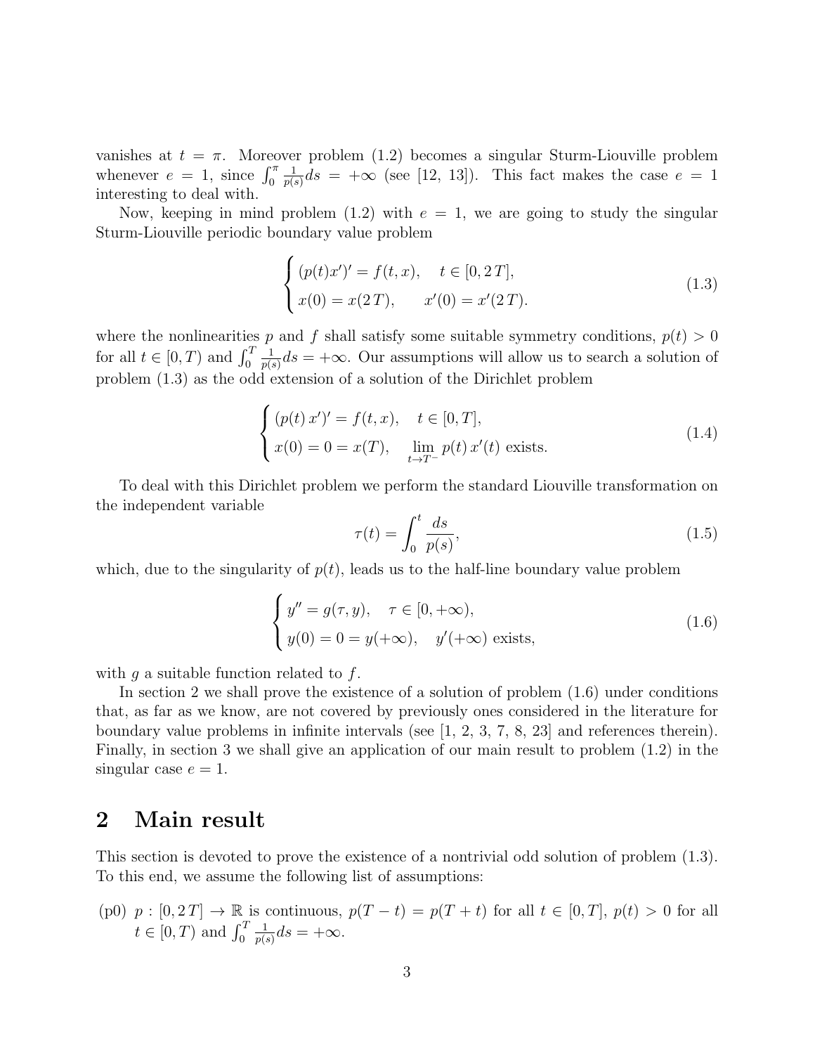vanishes at $t = \pi$. Moreover problem (1.2) becomes a singular Sturm-Liouville problem whenever $e = 1$, since $\int_0^\pi \frac{1}{p(s)} ds = +\infty$ (see [12, 13]). This fact makes the case $e = 1$ interesting to deal with.

Now, keeping in mind problem (1.2) with $e = 1$, we are going to study the singular Sturm-Liouville periodic boundary value problem

$$
\begin{cases}
(p(t)x')' = f(t,x), & t \in [0, 2T], \\
x(0) = x(2T), & x'(0) = x'(2T).
\end{cases}
\tag{1.3}
$$

where the nonlinearities $p$ and $f$ shall satisfy some suitable symmetry conditions, $p(t) > 0$ for all $t \in [0, T)$ and $\int_0^T \frac{1}{p(s)} ds = +\infty$. Our assumptions will allow us to search a solution of problem (1.3) as the odd extension of a solution of the Dirichlet problem

$$
\begin{cases}
(p(t)\, x')' = f(t,x), & t \in [0, T], \\
x(0) = 0 = x(T), & \lim\limits_{t \to T^-} p(t)\, x'(t) \text{ exists.}
\end{cases}
\tag{1.4}
$$

To deal with this Dirichlet problem we perform the standard Liouville transformation on the independent variable

$$
\tau(t) = \int_0^t \frac{ds}{p(s)},
\tag{1.5}
$$

which, due to the singularity of $p(t)$, leads us to the half-line boundary value problem

$$
\begin{cases}
y'' = g(\tau, y), & \tau \in [0, +\infty), \\
y(0) = 0 = y(+\infty), & y'(+\infty) \text{ exists,}
\end{cases}
\tag{1.6}
$$

with $g$ a suitable function related to $f$.

In section 2 we shall prove the existence of a solution of problem (1.6) under conditions that, as far as we know, are not covered by previously ones considered in the literature for boundary value problems in infinite intervals (see [1, 2, 3, 7, 8, 23] and references therein). Finally, in section 3 we shall give an application of our main result to problem (1.2) in the singular case $e = 1$.

## 2 Main result

This section is devoted to prove the existence of a nontrivial odd solution of problem (1.3). To this end, we assume the following list of assumptions:

(p0) $p : [0, 2T] \to \mathbb{R}$ is continuous, $p(T - t) = p(T + t)$ for all $t \in [0, T]$, $p(t) > 0$ for all $t \in [0, T)$ and $\int_0^T \frac{1}{p(s)} ds = +\infty$.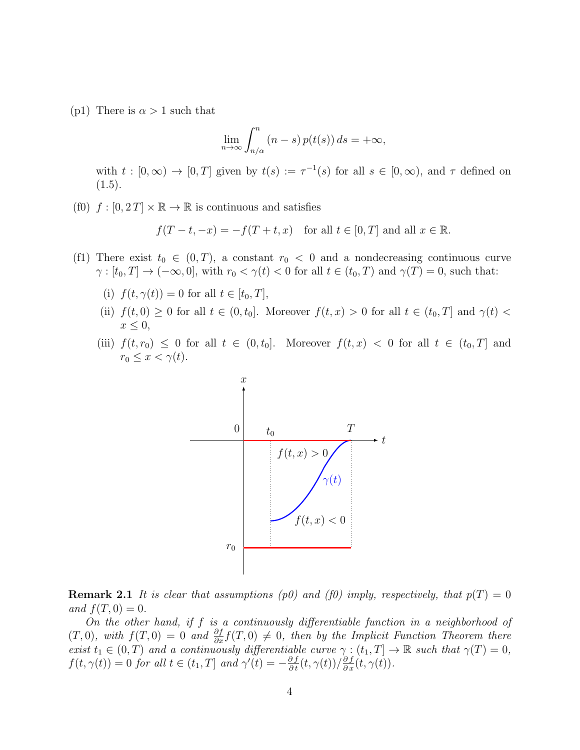(p1) There is $\alpha > 1$ such that

$$\lim_{n\to\infty} \int_{n/\alpha}^{n} (n-s)\, p(t(s))\, ds = +\infty,$$

with $t : [0,\infty) \to [0,T]$ given by $t(s) := \tau^{-1}(s)$ for all $s \in [0,\infty)$, and $\tau$ defined on (1.5).

(f0) $f : [0, 2\,T] \times \mathbb{R} \to \mathbb{R}$ is continuous and satisfies

$$f(T-t,-x) = -f(T+t,x) \quad \text{for all } t \in [0,T] \text{ and all } x \in \mathbb{R}.$$

(f1) There exist $t_0 \in (0,T)$, a constant $r_0 < 0$ and a nondecreasing continuous curve $\gamma : [t_0,T] \to (-\infty,0]$, with $r_0 < \gamma(t) < 0$ for all $t \in (t_0,T)$ and $\gamma(T) = 0$, such that:

- (i) $f(t,\gamma(t)) = 0$ for all $t \in [t_0,T]$,
- (ii) $f(t,0) \geq 0$ for all $t \in (0,t_0]$. Moreover $f(t,x) > 0$ for all $t \in (t_0,T]$ and $\gamma(t) < x \leq 0$,
- (iii) $f(t,r_0) \leq 0$ for all $t \in (0,t_0]$. Moreover $f(t,x) < 0$ for all $t \in (t_0,T]$ and $r_0 \leq x < \gamma(t)$.

$x$

$0$ $t_0$ $T$ $t$

$f(t,x) > 0$

$\gamma(t)$

$f(t,x) < 0$

$r_0$

**Remark 2.1** *It is clear that assumptions (p0) and (f0) imply, respectively, that $p(T) = 0$ and $f(T,0) = 0$.*

*On the other hand, if $f$ is a continuously differentiable function in a neighborhood of $(T,0)$, with $f(T,0) = 0$ and $\frac{\partial f}{\partial x} f(T,0) \neq 0$, then by the Implicit Function Theorem there exist $t_1 \in (0,T)$ and a continuously differentiable curve $\gamma : (t_1,T] \to \mathbb{R}$ such that $\gamma(T) = 0$, $f(t,\gamma(t)) = 0$ for all $t \in (t_1,T]$ and $\gamma'(t) = -\frac{\partial f}{\partial t}(t,\gamma(t))/\frac{\partial f}{\partial x}(t,\gamma(t))$.*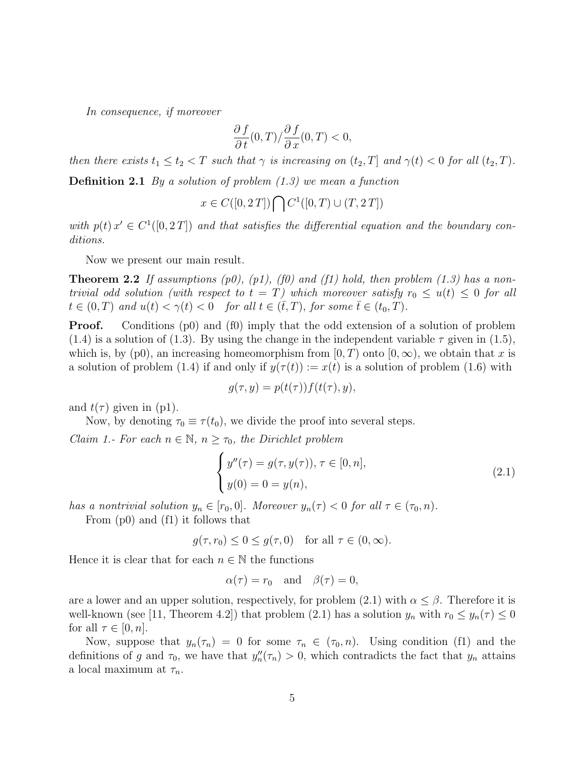*In consequence, if moreover*

$$\frac{\partial f}{\partial t}(0,T)/\frac{\partial f}{\partial x}(0,T) < 0,$$

*then there exists $t_1 \leq t_2 < T$ such that $\gamma$ is increasing on $(t_2, T]$ and $\gamma(t) < 0$ for all $(t_2, T)$.*

**Definition 2.1** *By a solution of problem (1.3) we mean a function*

$$x \in C([0,2\,T]) \bigcap C^1([0,T) \cup (T, 2\,T])$$

*with $p(t)\,x' \in C^1([0,2\,T])$ and that satisfies the differential equation and the boundary conditions.*

Now we present our main result.

**Theorem 2.2** *If assumptions (p0), (p1), (f0) and (f1) hold, then problem (1.3) has a nontrivial odd solution (with respect to $t = T$) which moreover satisfy $r_0 \leq u(t) \leq 0$ for all $t \in (0,T)$ and $u(t) < \gamma(t) < 0$ for all $t \in (\bar{t}, T)$, for some $\bar{t} \in (t_0, T)$.*

**Proof.** Conditions (p0) and (f0) imply that the odd extension of a solution of problem (1.4) is a solution of (1.3). By using the change in the independent variable $\tau$ given in (1.5), which is, by (p0), an increasing homeomorphism from $[0,T)$ onto $[0,\infty)$, we obtain that $x$ is a solution of problem (1.4) if and only if $y(\tau(t)) := x(t)$ is a solution of problem (1.6) with

$$g(\tau, y) = p(t(\tau)) f(t(\tau), y),$$

and $t(\tau)$ given in (p1).

Now, by denoting $\tau_0 \equiv \tau(t_0)$, we divide the proof into several steps.

*Claim 1.- For each $n \in \mathbb{N}$, $n \geq \tau_0$, the Dirichlet problem*

$$\begin{cases} y''(\tau) = g(\tau, y(\tau)), \tau \in [0,n], \\ y(0) = 0 = y(n), \end{cases} \tag{2.1}$$

*has a nontrivial solution $y_n \in [r_0, 0]$. Moreover $y_n(\tau) < 0$ for all $\tau \in (\tau_0, n)$.*

From (p0) and (f1) it follows that

$$g(\tau, r_0) \leq 0 \leq g(\tau, 0) \quad \text{for all } \tau \in (0,\infty).$$

Hence it is clear that for each $n \in \mathbb{N}$ the functions

$$\alpha(\tau) = r_0 \quad \text{and} \quad \beta(\tau) = 0,$$

are a lower and an upper solution, respectively, for problem (2.1) with $\alpha \leq \beta$. Therefore it is well-known (see [11, Theorem 4.2]) that problem (2.1) has a solution $y_n$ with $r_0 \leq y_n(\tau) \leq 0$ for all $\tau \in [0,n]$.

Now, suppose that $y_n(\tau_n) = 0$ for some $\tau_n \in (\tau_0, n)$. Using condition (f1) and the definitions of $g$ and $\tau_0$, we have that $y_n''(\tau_n) > 0$, which contradicts the fact that $y_n$ attains a local maximum at $\tau_n$.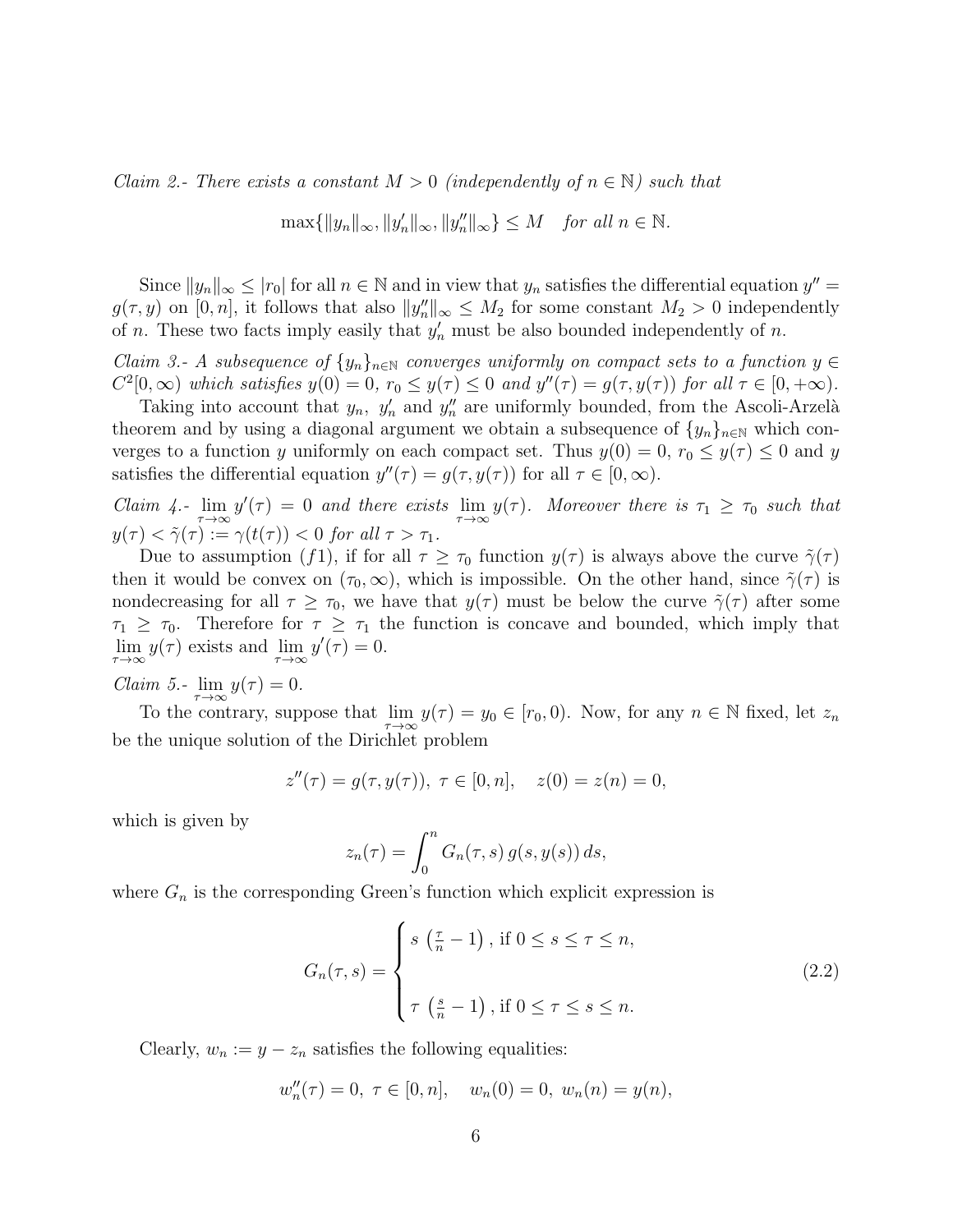*Claim 2.- There exists a constant $M > 0$ (independently of $n \in \mathbb{N}$) such that*

$$\max\{\|y_n\|_\infty, \|y_n'\|_\infty, \|y_n''\|_\infty\} \leq M \quad \textit{for all } n \in \mathbb{N}.$$

Since $\|y_n\|_\infty \leq |r_0|$ for all $n \in \mathbb{N}$ and in view that $y_n$ satisfies the differential equation $y'' = g(\tau, y)$ on $[0, n]$, it follows that also $\|y_n''\|_\infty \leq M_2$ for some constant $M_2 > 0$ independently of $n$. These two facts imply easily that $y_n'$ must be also bounded independently of $n$.

*Claim 3.- A subsequence of $\{y_n\}_{n\in\mathbb{N}}$ converges uniformly on compact sets to a function $y \in C^2[0, \infty)$ which satisfies $y(0) = 0$, $r_0 \leq y(\tau) \leq 0$ and $y''(\tau) = g(\tau, y(\tau))$ for all $\tau \in [0, +\infty)$.*

Taking into account that $y_n$, $y_n'$ and $y_n''$ are uniformly bounded, from the Ascoli-Arzelà theorem and by using a diagonal argument we obtain a subsequence of $\{y_n\}_{n\in\mathbb{N}}$ which converges to a function $y$ uniformly on each compact set. Thus $y(0) = 0$, $r_0 \leq y(\tau) \leq 0$ and $y$ satisfies the differential equation $y''(\tau) = g(\tau, y(\tau))$ for all $\tau \in [0, \infty)$.

*Claim 4.- $\lim\limits_{\tau\to\infty} y'(\tau) = 0$ and there exists $\lim\limits_{\tau\to\infty} y(\tau)$. Moreover there is $\tau_1 \geq \tau_0$ such that $y(\tau) < \tilde{\gamma}(\tau) := \gamma(t(\tau)) < 0$ for all $\tau > \tau_1$.*

Due to assumption $(f1)$, if for all $\tau \geq \tau_0$ function $y(\tau)$ is always above the curve $\tilde{\gamma}(\tau)$ then it would be convex on $(\tau_0, \infty)$, which is impossible. On the other hand, since $\tilde{\gamma}(\tau)$ is nondecreasing for all $\tau \geq \tau_0$, we have that $y(\tau)$ must be below the curve $\tilde{\gamma}(\tau)$ after some $\tau_1 \geq \tau_0$. Therefore for $\tau \geq \tau_1$ the function is concave and bounded, which imply that $\lim\limits_{\tau\to\infty} y(\tau)$ exists and $\lim\limits_{\tau\to\infty} y'(\tau) = 0$.

*Claim 5.- $\lim\limits_{\tau\to\infty} y(\tau) = 0$.*

To the contrary, suppose that $\lim\limits_{\tau\to\infty} y(\tau) = y_0 \in [r_0, 0)$. Now, for any $n \in \mathbb{N}$ fixed, let $z_n$ be the unique solution of the Dirichlet problem

$$z''(\tau) = g(\tau, y(\tau)),\ \tau \in [0, n], \quad z(0) = z(n) = 0,$$

which is given by

$$z_n(\tau) = \int_0^n G_n(\tau, s)\, g(s, y(s))\, ds,$$

where $G_n$ is the corresponding Green's function which explicit expression is

$$G_n(\tau, s) = \begin{cases} s\,\left(\frac{\tau}{n} - 1\right), \text{ if } 0 \leq s \leq \tau \leq n, \\ \\ \tau\,\left(\frac{s}{n} - 1\right), \text{ if } 0 \leq \tau \leq s \leq n. \end{cases} \tag{2.2}$$

Clearly, $w_n := y - z_n$ satisfies the following equalities:

$$w_n''(\tau) = 0,\ \tau \in [0, n], \quad w_n(0) = 0,\ w_n(n) = y(n),$$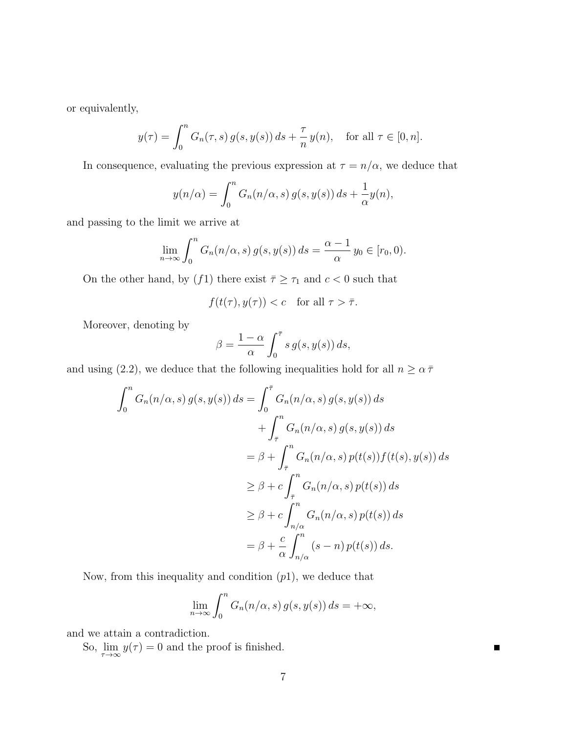or equivalently,

$$y(\tau) = \int_0^n G_n(\tau, s)\, g(s, y(s))\, ds + \frac{\tau}{n}\, y(n), \quad \text{for all } \tau \in [0, n].$$

In consequence, evaluating the previous expression at $\tau = n/\alpha$, we deduce that

$$y(n/\alpha) = \int_0^n G_n(n/\alpha, s)\, g(s, y(s))\, ds + \frac{1}{\alpha} y(n),$$

and passing to the limit we arrive at

$$\lim_{n\to\infty} \int_0^n G_n(n/\alpha, s)\, g(s, y(s))\, ds = \frac{\alpha - 1}{\alpha}\, y_0 \in [r_0, 0).$$

On the other hand, by $(f1)$ there exist $\bar{\tau} \geq \tau_1$ and $c < 0$ such that

$$f(t(\tau), y(\tau)) < c \quad \text{for all } \tau > \bar{\tau}.$$

Moreover, denoting by

$$\beta = \frac{1-\alpha}{\alpha} \int_0^{\bar{\tau}} s\, g(s, y(s))\, ds,$$

and using (2.2), we deduce that the following inequalities hold for all $n \geq \alpha\, \bar{\tau}$

$$\begin{aligned}
\int_0^n G_n(n/\alpha, s)\, g(s, y(s))\, ds &= \int_0^{\bar{\tau}} G_n(n/\alpha, s)\, g(s, y(s))\, ds \\
&\quad + \int_{\bar{\tau}}^n G_n(n/\alpha, s)\, g(s, y(s))\, ds \\
&= \beta + \int_{\bar{\tau}}^n G_n(n/\alpha, s)\, p(t(s)) f(t(s), y(s))\, ds \\
&\geq \beta + c \int_{\bar{\tau}}^n G_n(n/\alpha, s)\, p(t(s))\, ds \\
&\geq \beta + c \int_{n/\alpha}^n G_n(n/\alpha, s)\, p(t(s))\, ds \\
&= \beta + \frac{c}{\alpha} \int_{n/\alpha}^n (s - n)\, p(t(s))\, ds.
\end{aligned}$$

Now, from this inequality and condition $(p1)$, we deduce that

$$\lim_{n\to\infty} \int_0^n G_n(n/\alpha, s)\, g(s, y(s))\, ds = +\infty,$$

and we attain a contradiction.

So, $\lim\limits_{\tau\to\infty} y(\tau) = 0$ and the proof is finished. ∎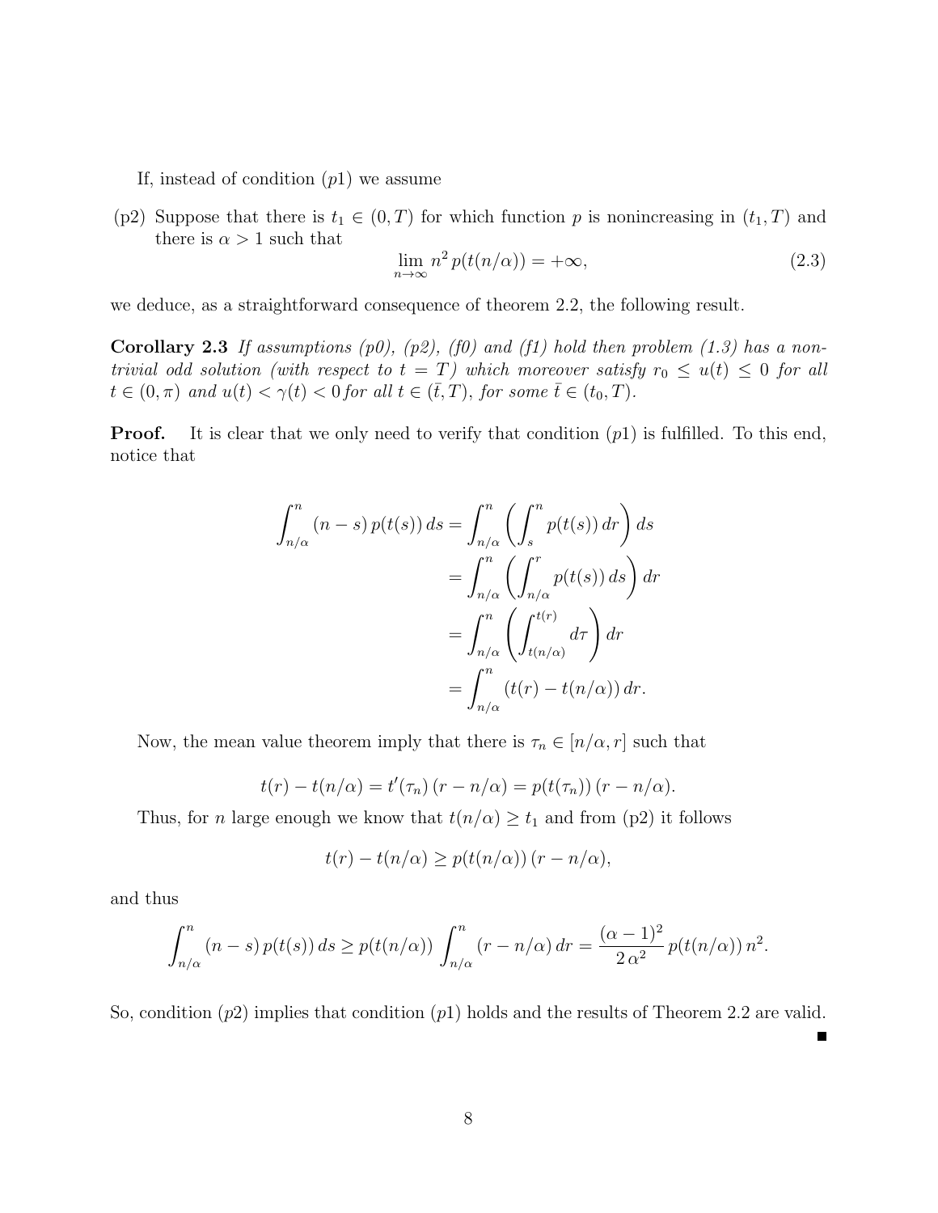If, instead of condition $(p1)$ we assume

(p2) Suppose that there is $t_1 \in (0, T)$ for which function $p$ is nonincreasing in $(t_1, T)$ and there is $\alpha > 1$ such that

$$\lim_{n\to\infty} n^2\, p(t(n/\alpha)) = +\infty, \tag{2.3}$$

we deduce, as a straightforward consequence of theorem 2.2, the following result.

**Corollary 2.3** *If assumptions (p0), (p2), (f0) and (f1) hold then problem (1.3) has a non-trivial odd solution (with respect to $t = T$) which moreover satisfy $r_0 \leq u(t) \leq 0$ for all $t \in (0, \pi)$ and $u(t) < \gamma(t) < 0$ for all $t \in (\bar{t}, T)$, for some $\bar{t} \in (t_0, T)$.*

**Proof.** It is clear that we only need to verify that condition $(p1)$ is fulfilled. To this end, notice that

$$\begin{aligned}
\int_{n/\alpha}^{n} (n-s)\, p(t(s))\, ds &= \int_{n/\alpha}^{n} \left( \int_{s}^{n} p(t(s))\, dr \right) ds \\
&= \int_{n/\alpha}^{n} \left( \int_{n/\alpha}^{r} p(t(s))\, ds \right) dr \\
&= \int_{n/\alpha}^{n} \left( \int_{t(n/\alpha)}^{t(r)} d\tau \right) dr \\
&= \int_{n/\alpha}^{n} (t(r) - t(n/\alpha))\, dr.
\end{aligned}$$

Now, the mean value theorem imply that there is $\tau_n \in [n/\alpha, r]$ such that

$$t(r) - t(n/\alpha) = t'(\tau_n)\,(r - n/\alpha) = p(t(\tau_n))\,(r - n/\alpha).$$

Thus, for $n$ large enough we know that $t(n/\alpha) \geq t_1$ and from (p2) it follows

$$t(r) - t(n/\alpha) \geq p(t(n/\alpha))\,(r - n/\alpha),$$

and thus

$$\int_{n/\alpha}^{n} (n-s)\, p(t(s))\, ds \geq p(t(n/\alpha)) \int_{n/\alpha}^{n} (r - n/\alpha)\, dr = \frac{(\alpha-1)^2}{2\,\alpha^2}\, p(t(n/\alpha))\, n^2.$$

So, condition $(p2)$ implies that condition $(p1)$ holds and the results of Theorem 2.2 are valid. ∎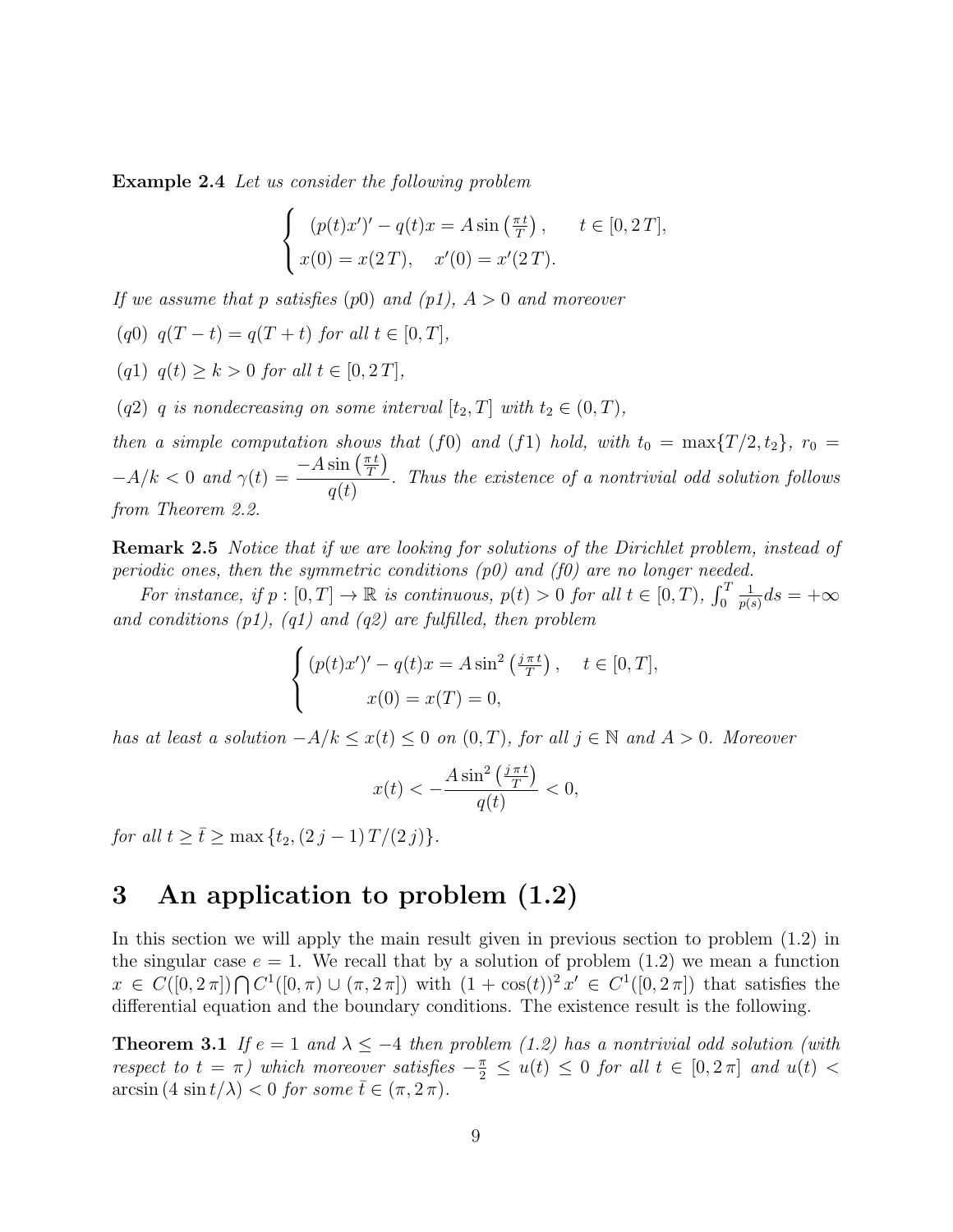**Example 2.4** *Let us consider the following problem*

$$\begin{cases} (p(t)x')' - q(t)x = A\sin\left(\frac{\pi t}{T}\right), & t \in [0, 2T], \\ x(0) = x(2T), \quad x'(0) = x'(2T). \end{cases}$$

*If we assume that $p$ satisfies (p0) and (p1), $A > 0$ and moreover*

(q0) *$q(T - t) = q(T + t)$ for all $t \in [0, T]$,*

(q1) *$q(t) \geq k > 0$ for all $t \in [0, 2T]$,*

(q2) *$q$ is nondecreasing on some interval $[t_2, T]$ with $t_2 \in (0, T)$,*

*then a simple computation shows that (f0) and (f1) hold, with $t_0 = \max\{T/2, t_2\}$, $r_0 = -A/k < 0$ and $\gamma(t) = \dfrac{-A\sin\left(\frac{\pi t}{T}\right)}{q(t)}$. Thus the existence of a nontrivial odd solution follows from Theorem 2.2.*

**Remark 2.5** *Notice that if we are looking for solutions of the Dirichlet problem, instead of periodic ones, then the symmetric conditions (p0) and (f0) are no longer needed.*

*For instance, if $p : [0, T] \to \mathbb{R}$ is continuous, $p(t) > 0$ for all $t \in [0, T)$, $\int_0^T \frac{1}{p(s)} ds = +\infty$ and conditions (p1), (q1) and (q2) are fulfilled, then problem*

$$\begin{cases} (p(t)x')' - q(t)x = A\sin^2\left(\frac{j\pi t}{T}\right), & t \in [0, T], \\ x(0) = x(T) = 0, \end{cases}$$

*has at least a solution $-A/k \leq x(t) \leq 0$ on $(0, T)$, for all $j \in \mathbb{N}$ and $A > 0$. Moreover*

$$x(t) < -\frac{A\sin^2\left(\frac{j\pi t}{T}\right)}{q(t)} < 0,$$

*for all $t \geq \bar{t} \geq \max\{t_2, (2j-1)T/(2j)\}$.*

# 3 An application to problem (1.2)

In this section we will apply the main result given in previous section to problem (1.2) in the singular case $e = 1$. We recall that by a solution of problem (1.2) we mean a function $x \in C([0, 2\pi]) \bigcap C^1([0, \pi) \cup (\pi, 2\pi])$ with $(1 + \cos(t))^2 x' \in C^1([0, 2\pi])$ that satisfies the differential equation and the boundary conditions. The existence result is the following.

**Theorem 3.1** *If $e = 1$ and $\lambda \leq -4$ then problem (1.2) has a nontrivial odd solution (with respect to $t = \pi$) which moreover satisfies $-\frac{\pi}{2} \leq u(t) \leq 0$ for all $t \in [0, 2\pi]$ and $u(t) < \arcsin(4\sin t/\lambda) < 0$ for some $\bar{t} \in (\pi, 2\pi)$.*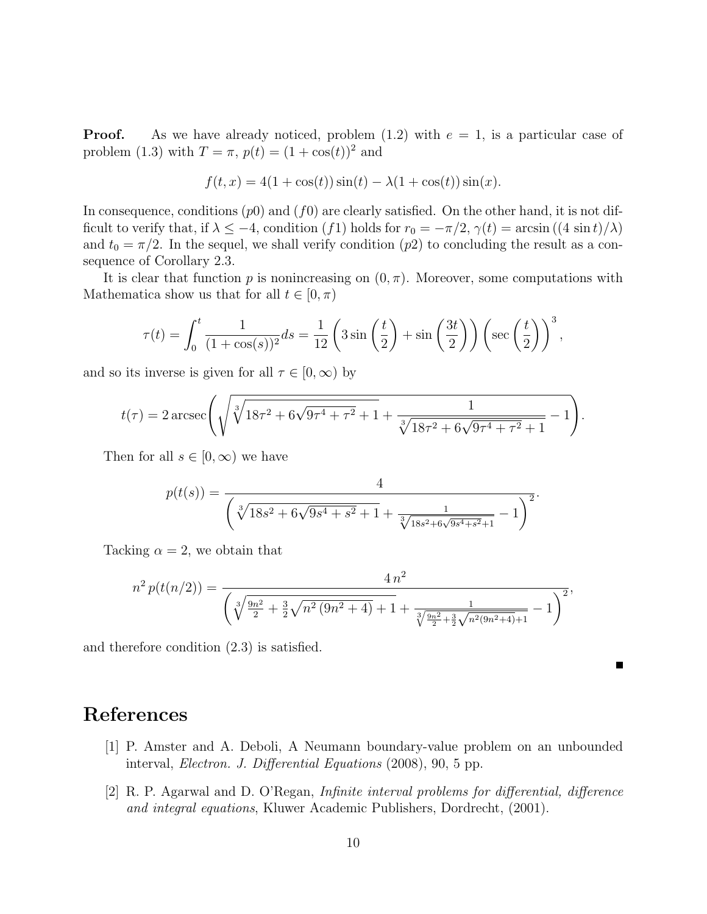**Proof.** As we have already noticed, problem (1.2) with $e = 1$, is a particular case of problem (1.3) with $T = \pi$, $p(t) = (1 + \cos(t))^2$ and

$$f(t, x) = 4(1 + \cos(t)) \sin(t) - \lambda(1 + \cos(t)) \sin(x).$$

In consequence, conditions $(p0)$ and $(f0)$ are clearly satisfied. On the other hand, it is not difficult to verify that, if $\lambda \leq -4$, condition $(f1)$ holds for $r_0 = -\pi/2$, $\gamma(t) = \arcsin\left((4 \sin t)/\lambda\right)$ and $t_0 = \pi/2$. In the sequel, we shall verify condition $(p2)$ to concluding the result as a consequence of Corollary 2.3.

It is clear that function $p$ is nonincreasing on $(0, \pi)$. Moreover, some computations with Mathematica show us that for all $t \in [0, \pi)$

$$\tau(t) = \int_0^t \frac{1}{(1 + \cos(s))^2} ds = \frac{1}{12} \left( 3 \sin\left(\frac{t}{2}\right) + \sin\left(\frac{3t}{2}\right) \right) \left( \sec\left(\frac{t}{2}\right) \right)^3,$$

and so its inverse is given for all $\tau \in [0, \infty)$ by

$$t(\tau) = 2 \operatorname{arcsec}\left( \sqrt{\sqrt[3]{18\tau^2 + 6\sqrt{9\tau^4 + \tau^2} + 1} + \frac{1}{\sqrt[3]{18\tau^2 + 6\sqrt{9\tau^4 + \tau^2} + 1}} - 1} \right).$$

Then for all $s \in [0, \infty)$ we have

$$p(t(s)) = \frac{4}{\left( \sqrt[3]{18s^2 + 6\sqrt{9s^4 + s^2} + 1} + \frac{1}{\sqrt[3]{18s^2 + 6\sqrt{9s^4 + s^2} + 1}} - 1 \right)^2}.$$

Tacking $\alpha = 2$, we obtain that

$$n^2\, p(t(n/2)) = \frac{4\, n^2}{\left( \sqrt[3]{\frac{9n^2}{2} + \frac{3}{2}\sqrt{n^2\,(9n^2 + 4)} + 1} + \frac{1}{\sqrt[3]{\frac{9n^2}{2} + \frac{3}{2}\sqrt{n^2(9n^2+4)} + 1}} - 1 \right)^2},$$

and therefore condition (2.3) is satisfied.

■

# References

[1] P. Amster and A. Deboli, A Neumann boundary-value problem on an unbounded interval, *Electron. J. Differential Equations* (2008), 90, 5 pp.

[2] R. P. Agarwal and D. O'Regan, *Infinite interval problems for differential, difference and integral equations*, Kluwer Academic Publishers, Dordrecht, (2001).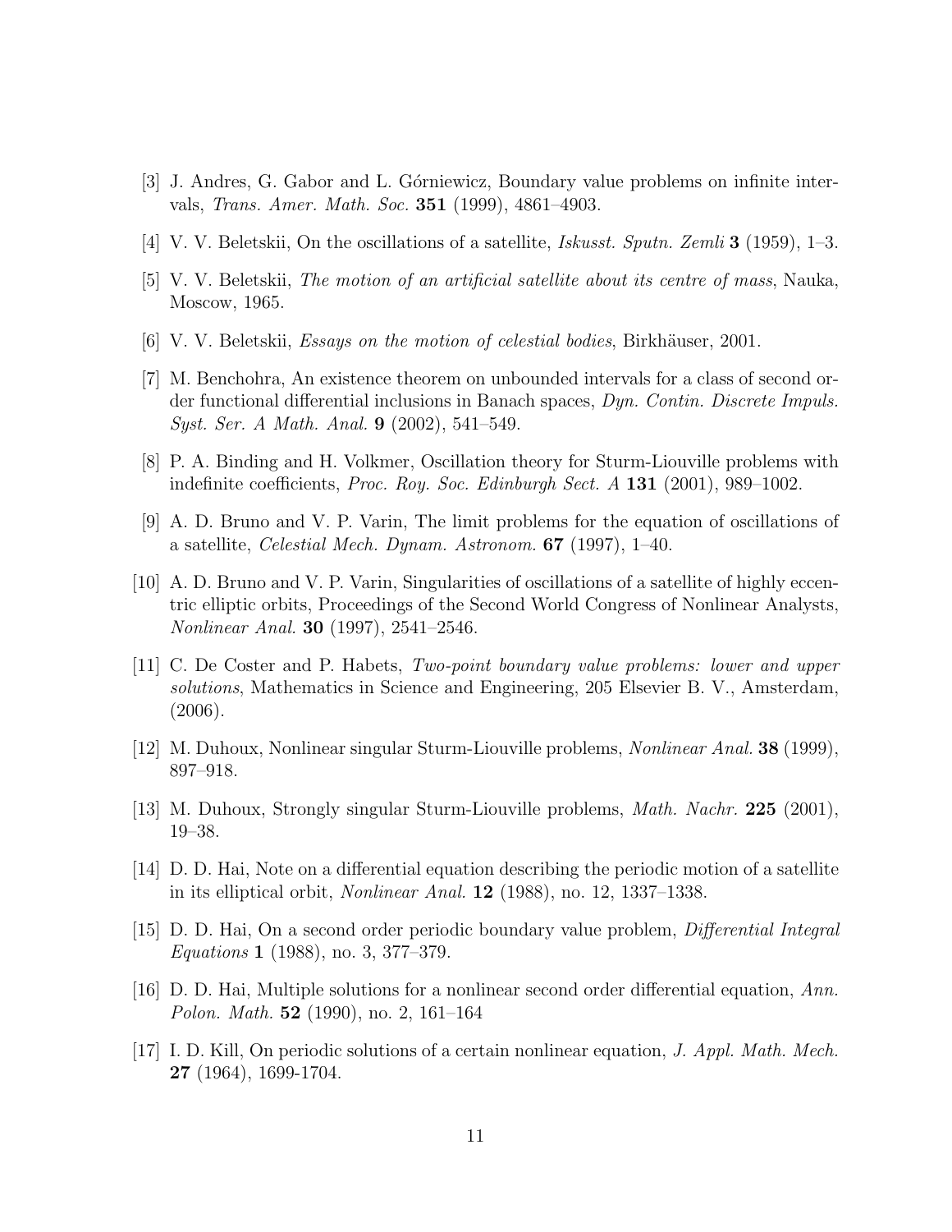[3] J. Andres, G. Gabor and L. Górniewicz, Boundary value problems on infinite intervals, *Trans. Amer. Math. Soc.* **351** (1999), 4861–4903.

[4] V. V. Beletskii, On the oscillations of a satellite, *Iskusst. Sputn. Zemli* **3** (1959), 1–3.

[5] V. V. Beletskii, *The motion of an artificial satellite about its centre of mass*, Nauka, Moscow, 1965.

[6] V. V. Beletskii, *Essays on the motion of celestial bodies*, Birkhäuser, 2001.

[7] M. Benchohra, An existence theorem on unbounded intervals for a class of second order functional differential inclusions in Banach spaces, *Dyn. Contin. Discrete Impuls. Syst. Ser. A Math. Anal.* **9** (2002), 541–549.

[8] P. A. Binding and H. Volkmer, Oscillation theory for Sturm-Liouville problems with indefinite coefficients, *Proc. Roy. Soc. Edinburgh Sect. A* **131** (2001), 989–1002.

[9] A. D. Bruno and V. P. Varin, The limit problems for the equation of oscillations of a satellite, *Celestial Mech. Dynam. Astronom.* **67** (1997), 1–40.

[10] A. D. Bruno and V. P. Varin, Singularities of oscillations of a satellite of highly eccentric elliptic orbits, Proceedings of the Second World Congress of Nonlinear Analysts, *Nonlinear Anal.* **30** (1997), 2541–2546.

[11] C. De Coster and P. Habets, *Two-point boundary value problems: lower and upper solutions*, Mathematics in Science and Engineering, 205 Elsevier B. V., Amsterdam, (2006).

[12] M. Duhoux, Nonlinear singular Sturm-Liouville problems, *Nonlinear Anal.* **38** (1999), 897–918.

[13] M. Duhoux, Strongly singular Sturm-Liouville problems, *Math. Nachr.* **225** (2001), 19–38.

[14] D. D. Hai, Note on a differential equation describing the periodic motion of a satellite in its elliptical orbit, *Nonlinear Anal.* **12** (1988), no. 12, 1337–1338.

[15] D. D. Hai, On a second order periodic boundary value problem, *Differential Integral Equations* **1** (1988), no. 3, 377–379.

[16] D. D. Hai, Multiple solutions for a nonlinear second order differential equation, *Ann. Polon. Math.* **52** (1990), no. 2, 161–164

[17] I. D. Kill, On periodic solutions of a certain nonlinear equation, *J. Appl. Math. Mech.* **27** (1964), 1699-1704.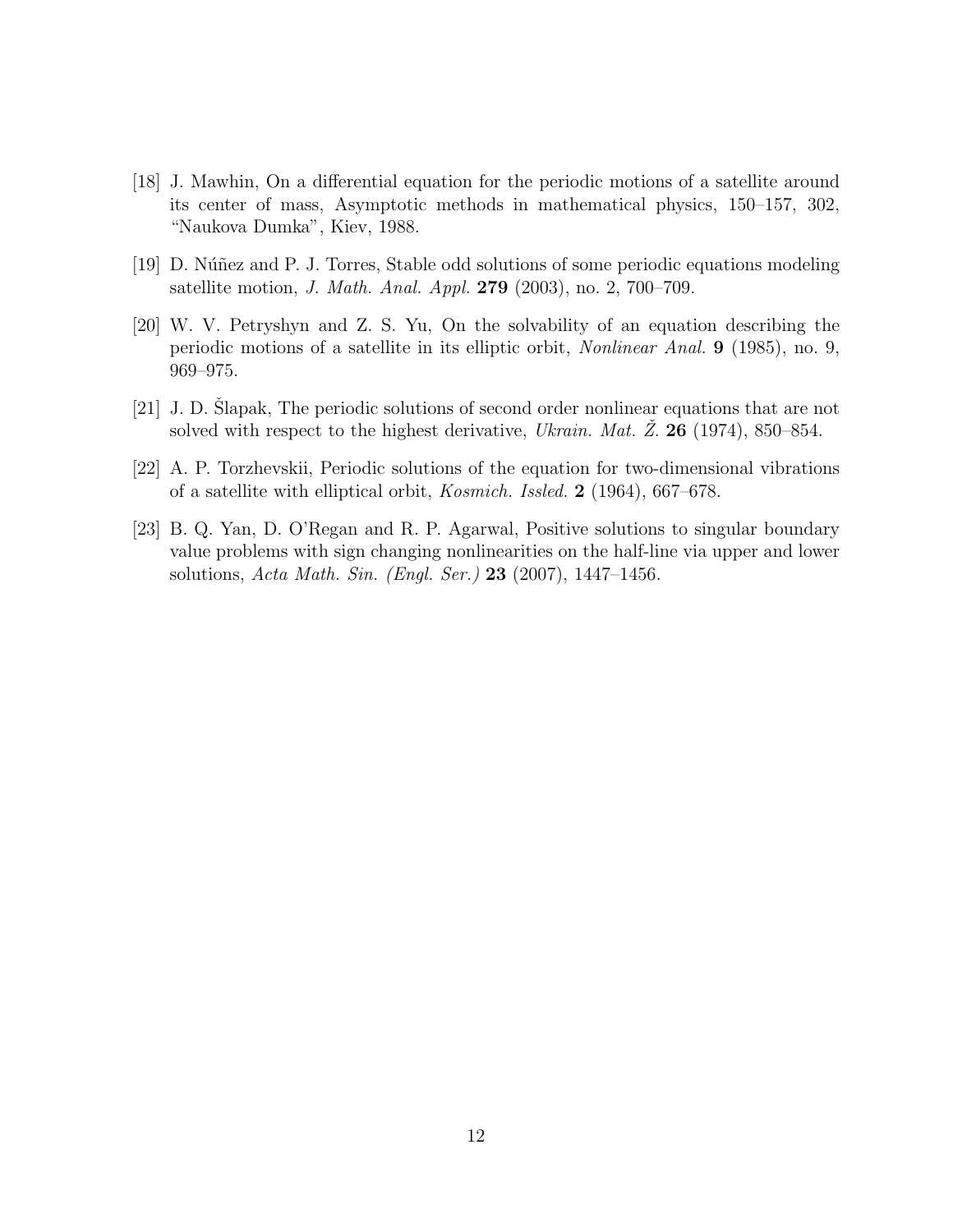[18] J. Mawhin, On a differential equation for the periodic motions of a satellite around its center of mass, Asymptotic methods in mathematical physics, 150–157, 302, "Naukova Dumka", Kiev, 1988.

[19] D. Núñez and P. J. Torres, Stable odd solutions of some periodic equations modeling satellite motion, *J. Math. Anal. Appl.* **279** (2003), no. 2, 700–709.

[20] W. V. Petryshyn and Z. S. Yu, On the solvability of an equation describing the periodic motions of a satellite in its elliptic orbit, *Nonlinear Anal.* **9** (1985), no. 9, 969–975.

[21] J. D. Šlapak, The periodic solutions of second order nonlinear equations that are not solved with respect to the highest derivative, *Ukrain. Mat. Ž.* **26** (1974), 850–854.

[22] A. P. Torzhevskii, Periodic solutions of the equation for two-dimensional vibrations of a satellite with elliptical orbit, *Kosmich. Issled.* **2** (1964), 667–678.

[23] B. Q. Yan, D. O'Regan and R. P. Agarwal, Positive solutions to singular boundary value problems with sign changing nonlinearities on the half-line via upper and lower solutions, *Acta Math. Sin. (Engl. Ser.)* **23** (2007), 1447–1456.